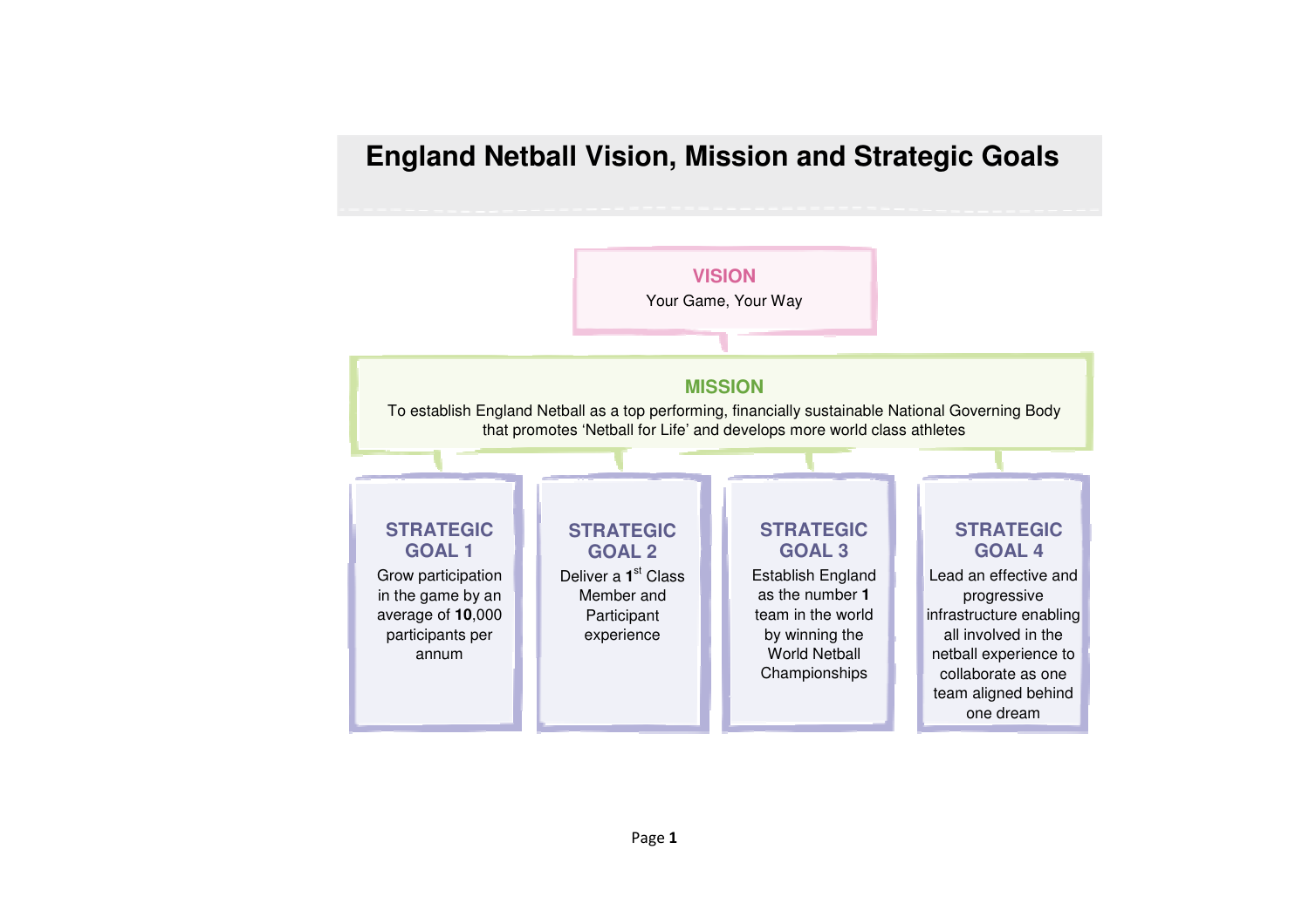# England Netball Vision, Mission and Strategic Goals

## VISION

Your Game, Your Way

## MISSION

To establish England Netball as a top performing, financially sustainable National Governing Body that promotes 'Netball for Life' and develops more world class athletes

### STRATEGIC GOAL 1

Grow participation in the game by an average of **10**,000 participants per annum

### STRATEGIC GOAL 2

Deliver a **1**st Class Member and Participant experience

### STRATEGIC GOAL 3

Establish England as the number **1** team in the world by winning the World Netball Championships

### STRATEGIC GOAL 4

Lead an effective and progressive infrastructure enabling all involved in the netball experience to collaborate as one team aligned behind one dream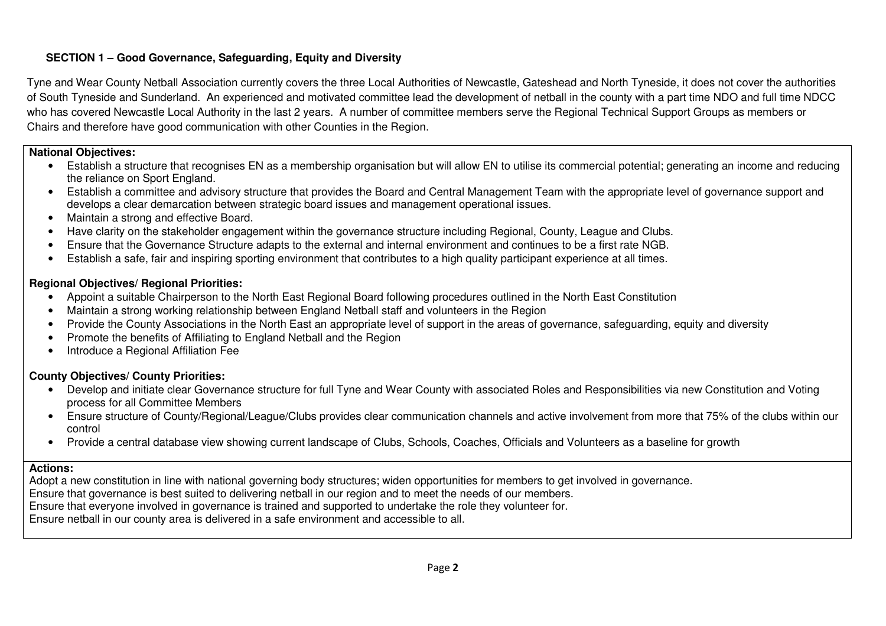## SECTION 1 – Good Governance, Safeguarding, Equity and Diversity

Tyne and Wear County Netball Association currently covers the three Local Authorities of Newcastle, Gateshead and North Tyneside, it does not cover the authorities of South Tyneside and Sunderland. An experienced and motivated committee lead the development of netball in the county with a part time NDO and full time NDCC who has covered Newcastle Local Authority in the last 2 years. A number of committee members serve the Regional Technical Support Groups as members or Chairs and therefore have good communication with other Counties in the Region.

**National Objectives:**

- Establish a structure that recognises EN as a membership organisation but will allow EN to utilise its commercial potential; generating an income and reducing the reliance on Sport England.
- Establish a committee and advisory structure that provides the Board and Central Management Team with the appropriate level of governance support and develops a clear demarcation between strategic board issues and management operational issues.
- Maintain a strong and effective Board.
- Have clarity on the stakeholder engagement within the governance structure including Regional, County, League and Clubs.
- Ensure that the Governance Structure adapts to the external and internal environment and continues to be a first rate NGB.
- Establish a safe, fair and inspiring sporting environment that contributes to a high quality participant experience at all times.

**Regional Objectives/ Regional Priorities:**

- Appoint a suitable Chairperson to the North East Regional Board following procedures outlined in the North East Constitution
- Maintain a strong working relationship between England Netball staff and volunteers in the Region
- Provide the County Associations in the North East an appropriate level of support in the areas of governance, safeguarding, equity and diversity
- Promote the benefits of Affiliating to England Netball and the Region
- Introduce a Regional Affiliation Fee

**County Objectives/ County Priorities:**

- Develop and initiate clear Governance structure for full Tyne and Wear County with associated Roles and Responsibilities via new Constitution and Voting process for all Committee Members
- Ensure structure of County/Regional/League/Clubs provides clear communication channels and active involvement from more that 75% of the clubs within our control
- Provide a central database view showing current landscape of Clubs, Schools, Coaches, Officials and Volunteers as a baseline for growth

**Actions:**

Adopt a new constitution in line with national governing body structures; widen opportunities for members to get involved in governance.
Ensure that governance is best suited to delivering netball in our region and to meet the needs of our members.
Ensure that everyone involved in governance is trained and supported to undertake the role they volunteer for.
Ensure netball in our county area is delivered in a safe environment and accessible to all.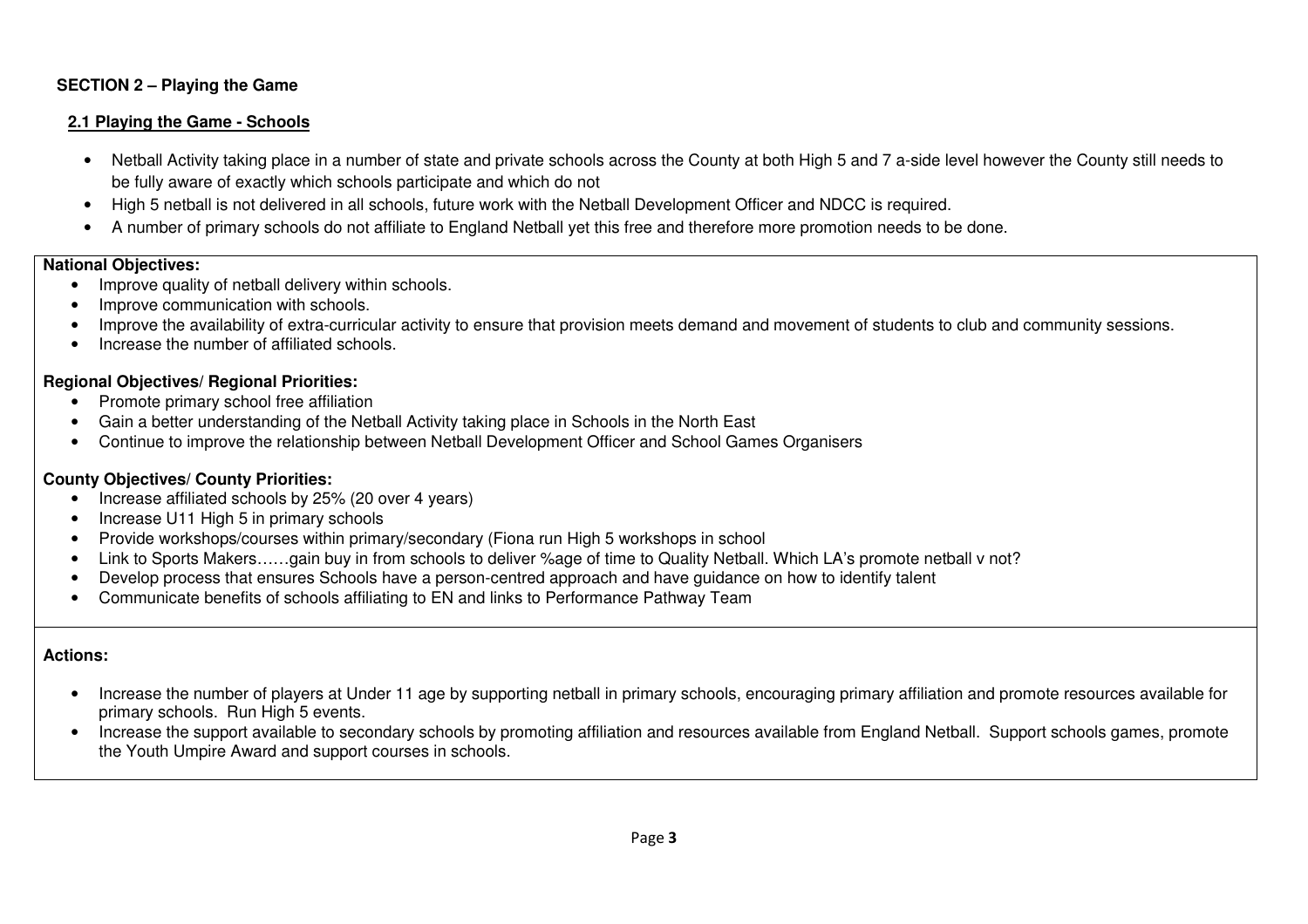## SECTION 2 – Playing the Game

### 2.1 Playing the Game - Schools

- Netball Activity taking place in a number of state and private schools across the County at both High 5 and 7 a-side level however the County still needs to be fully aware of exactly which schools participate and which do not
- High 5 netball is not delivered in all schools, future work with the Netball Development Officer and NDCC is required.
- A number of primary schools do not affiliate to England Netball yet this free and therefore more promotion needs to be done.

**National Objectives:**

- Improve quality of netball delivery within schools.
- Improve communication with schools.
- Improve the availability of extra-curricular activity to ensure that provision meets demand and movement of students to club and community sessions.
- Increase the number of affiliated schools.

**Regional Objectives/ Regional Priorities:**

- Promote primary school free affiliation
- Gain a better understanding of the Netball Activity taking place in Schools in the North East
- Continue to improve the relationship between Netball Development Officer and School Games Organisers

**County Objectives/ County Priorities:**

- Increase affiliated schools by 25% (20 over 4 years)
- Increase U11 High 5 in primary schools
- Provide workshops/courses within primary/secondary (Fiona run High 5 workshops in school
- Link to Sports Makers……gain buy in from schools to deliver %age of time to Quality Netball. Which LA's promote netball v not?
- Develop process that ensures Schools have a person-centred approach and have guidance on how to identify talent
- Communicate benefits of schools affiliating to EN and links to Performance Pathway Team

**Actions:**

- Increase the number of players at Under 11 age by supporting netball in primary schools, encouraging primary affiliation and promote resources available for primary schools. Run High 5 events.
- Increase the support available to secondary schools by promoting affiliation and resources available from England Netball. Support schools games, promote the Youth Umpire Award and support courses in schools.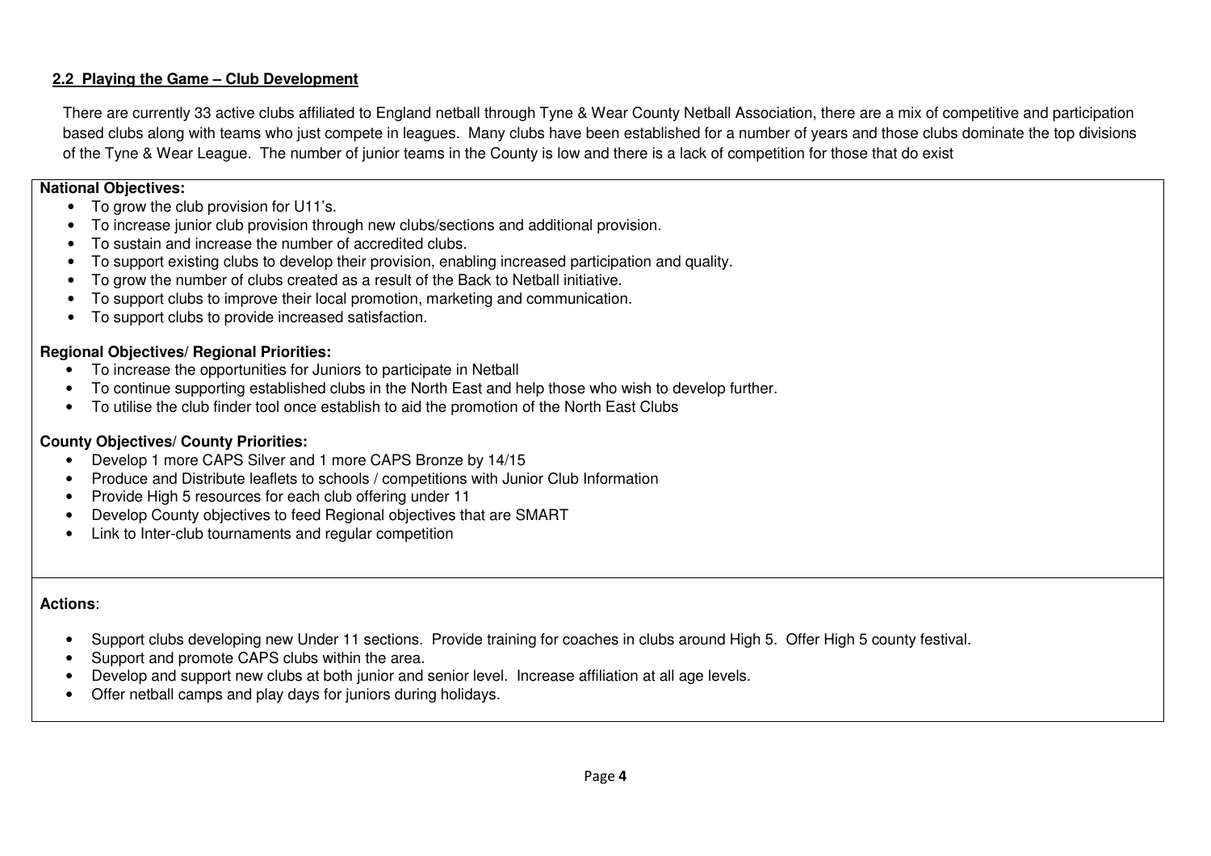## 2.2 Playing the Game – Club Development

There are currently 33 active clubs affiliated to England netball through Tyne & Wear County Netball Association, there are a mix of competitive and participation based clubs along with teams who just compete in leagues. Many clubs have been established for a number of years and those clubs dominate the top divisions of the Tyne & Wear League. The number of junior teams in the County is low and there is a lack of competition for those that do exist

**National Objectives:**

- To grow the club provision for U11's.
- To increase junior club provision through new clubs/sections and additional provision.
- To sustain and increase the number of accredited clubs.
- To support existing clubs to develop their provision, enabling increased participation and quality.
- To grow the number of clubs created as a result of the Back to Netball initiative.
- To support clubs to improve their local promotion, marketing and communication.
- To support clubs to provide increased satisfaction.

**Regional Objectives/ Regional Priorities:**

- To increase the opportunities for Juniors to participate in Netball
- To continue supporting established clubs in the North East and help those who wish to develop further.
- To utilise the club finder tool once establish to aid the promotion of the North East Clubs

**County Objectives/ County Priorities:**

- Develop 1 more CAPS Silver and 1 more CAPS Bronze by 14/15
- Produce and Distribute leaflets to schools / competitions with Junior Club Information
- Provide High 5 resources for each club offering under 11
- Develop County objectives to feed Regional objectives that are SMART
- Link to Inter-club tournaments and regular competition

**Actions**:

- Support clubs developing new Under 11 sections. Provide training for coaches in clubs around High 5. Offer High 5 county festival.
- Support and promote CAPS clubs within the area.
- Develop and support new clubs at both junior and senior level. Increase affiliation at all age levels.
- Offer netball camps and play days for juniors during holidays.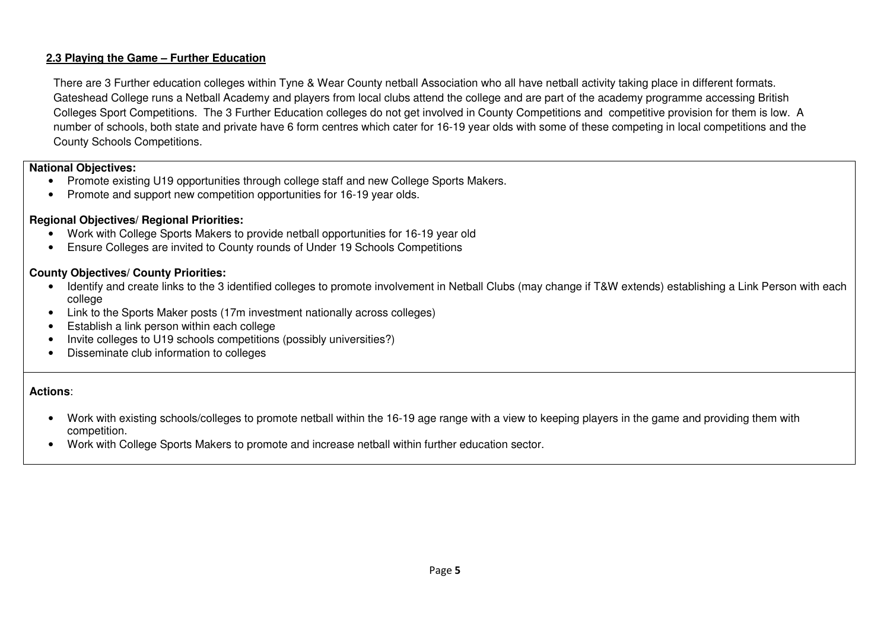## 2.3 Playing the Game – Further Education

There are 3 Further education colleges within Tyne & Wear County netball Association who all have netball activity taking place in different formats. Gateshead College runs a Netball Academy and players from local clubs attend the college and are part of the academy programme accessing British Colleges Sport Competitions. The 3 Further Education colleges do not get involved in County Competitions and competitive provision for them is low. A number of schools, both state and private have 6 form centres which cater for 16-19 year olds with some of these competing in local competitions and the County Schools Competitions.

**National Objectives:**

- Promote existing U19 opportunities through college staff and new College Sports Makers.
- Promote and support new competition opportunities for 16-19 year olds.

**Regional Objectives/ Regional Priorities:**

- Work with College Sports Makers to provide netball opportunities for 16-19 year old
- Ensure Colleges are invited to County rounds of Under 19 Schools Competitions

**County Objectives/ County Priorities:**

- Identify and create links to the 3 identified colleges to promote involvement in Netball Clubs (may change if T&W extends) establishing a Link Person with each college
- Link to the Sports Maker posts (17m investment nationally across colleges)
- Establish a link person within each college
- Invite colleges to U19 schools competitions (possibly universities?)
- Disseminate club information to colleges

**Actions**:

- Work with existing schools/colleges to promote netball within the 16-19 age range with a view to keeping players in the game and providing them with competition.
- Work with College Sports Makers to promote and increase netball within further education sector.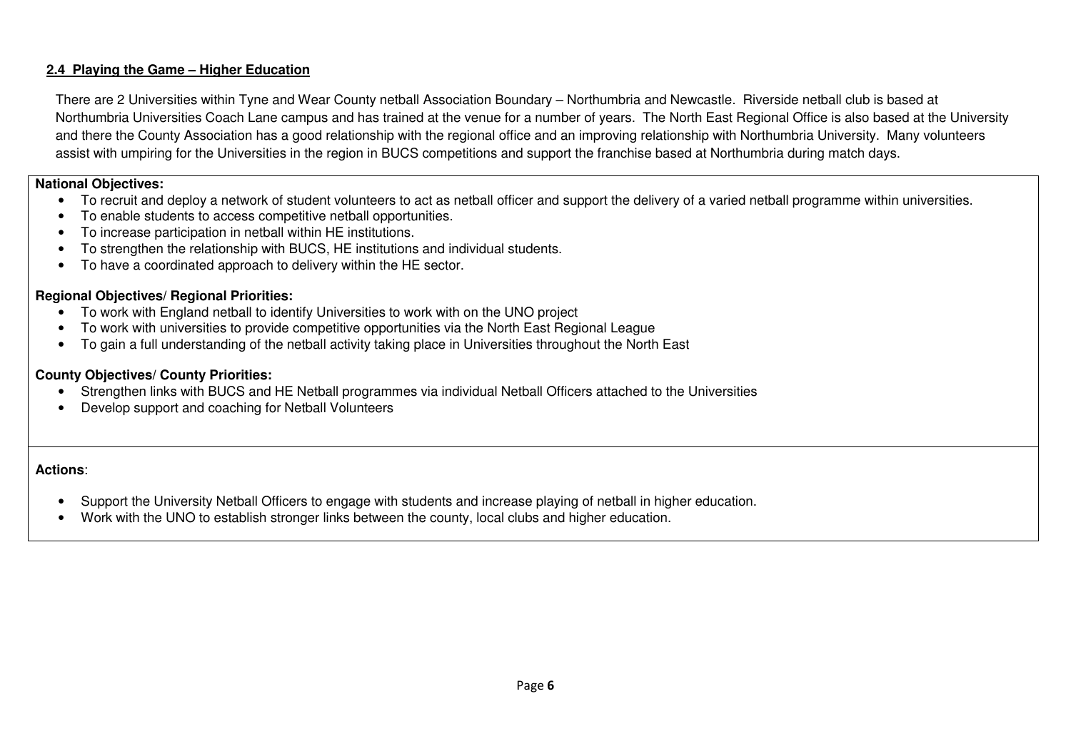## 2.4 Playing the Game – Higher Education

There are 2 Universities within Tyne and Wear County netball Association Boundary – Northumbria and Newcastle. Riverside netball club is based at Northumbria Universities Coach Lane campus and has trained at the venue for a number of years. The North East Regional Office is also based at the University and there the County Association has a good relationship with the regional office and an improving relationship with Northumbria University. Many volunteers assist with umpiring for the Universities in the region in BUCS competitions and support the franchise based at Northumbria during match days.

**National Objectives:**

- To recruit and deploy a network of student volunteers to act as netball officer and support the delivery of a varied netball programme within universities.
- To enable students to access competitive netball opportunities.
- To increase participation in netball within HE institutions.
- To strengthen the relationship with BUCS, HE institutions and individual students.
- To have a coordinated approach to delivery within the HE sector.

**Regional Objectives/ Regional Priorities:**

- To work with England netball to identify Universities to work with on the UNO project
- To work with universities to provide competitive opportunities via the North East Regional League
- To gain a full understanding of the netball activity taking place in Universities throughout the North East

**County Objectives/ County Priorities:**

- Strengthen links with BUCS and HE Netball programmes via individual Netball Officers attached to the Universities
- Develop support and coaching for Netball Volunteers

**Actions**:

- Support the University Netball Officers to engage with students and increase playing of netball in higher education.
- Work with the UNO to establish stronger links between the county, local clubs and higher education.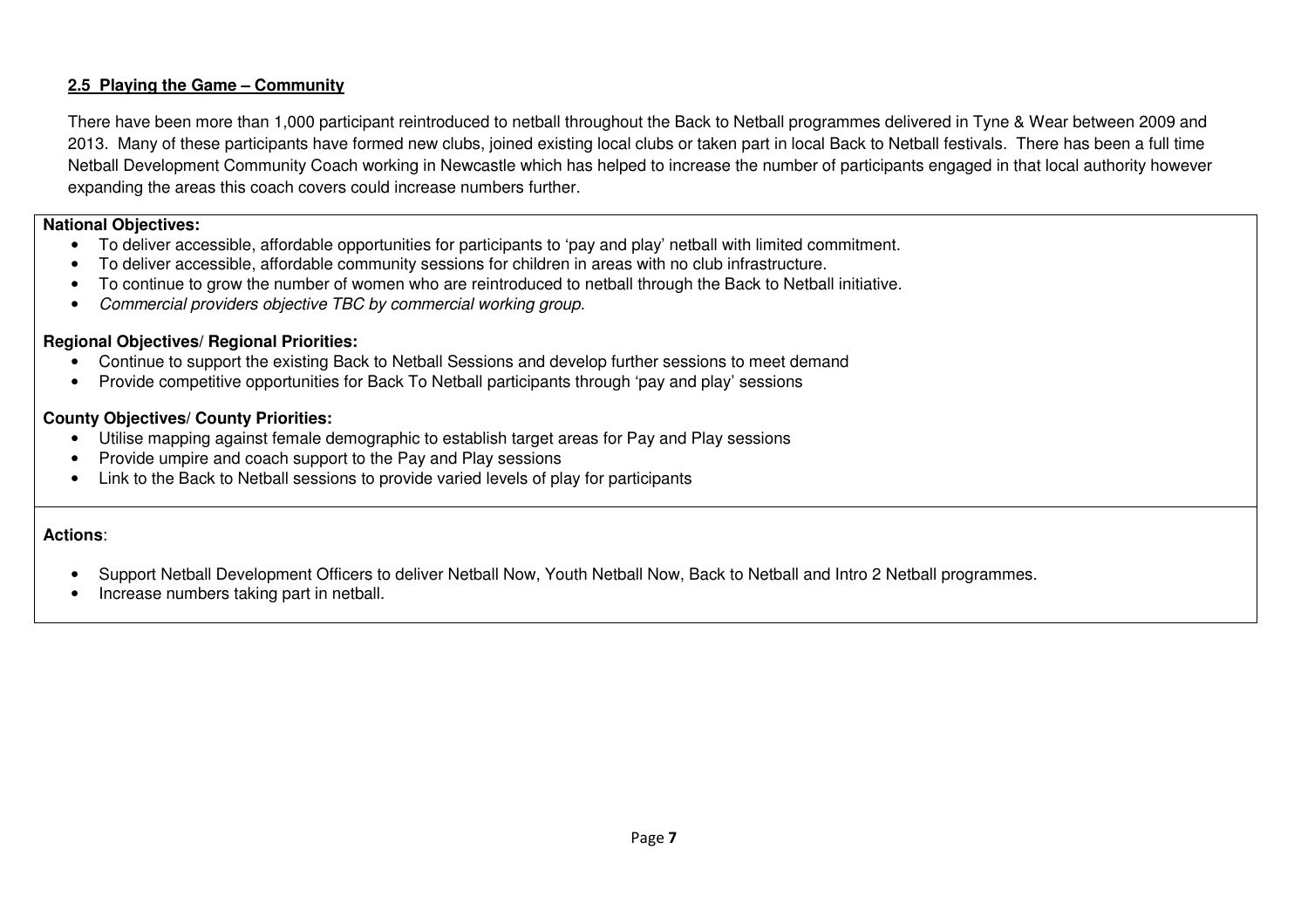## 2.5 Playing the Game – Community

There have been more than 1,000 participant reintroduced to netball throughout the Back to Netball programmes delivered in Tyne & Wear between 2009 and 2013. Many of these participants have formed new clubs, joined existing local clubs or taken part in local Back to Netball festivals. There has been a full time Netball Development Community Coach working in Newcastle which has helped to increase the number of participants engaged in that local authority however expanding the areas this coach covers could increase numbers further.

**National Objectives:**

- To deliver accessible, affordable opportunities for participants to 'pay and play' netball with limited commitment.
- To deliver accessible, affordable community sessions for children in areas with no club infrastructure.
- To continue to grow the number of women who are reintroduced to netball through the Back to Netball initiative.
- *Commercial providers objective TBC by commercial working group.*

**Regional Objectives/ Regional Priorities:**

- Continue to support the existing Back to Netball Sessions and develop further sessions to meet demand
- Provide competitive opportunities for Back To Netball participants through 'pay and play' sessions

**County Objectives/ County Priorities:**

- Utilise mapping against female demographic to establish target areas for Pay and Play sessions
- Provide umpire and coach support to the Pay and Play sessions
- Link to the Back to Netball sessions to provide varied levels of play for participants

**Actions**:

- Support Netball Development Officers to deliver Netball Now, Youth Netball Now, Back to Netball and Intro 2 Netball programmes.
- Increase numbers taking part in netball.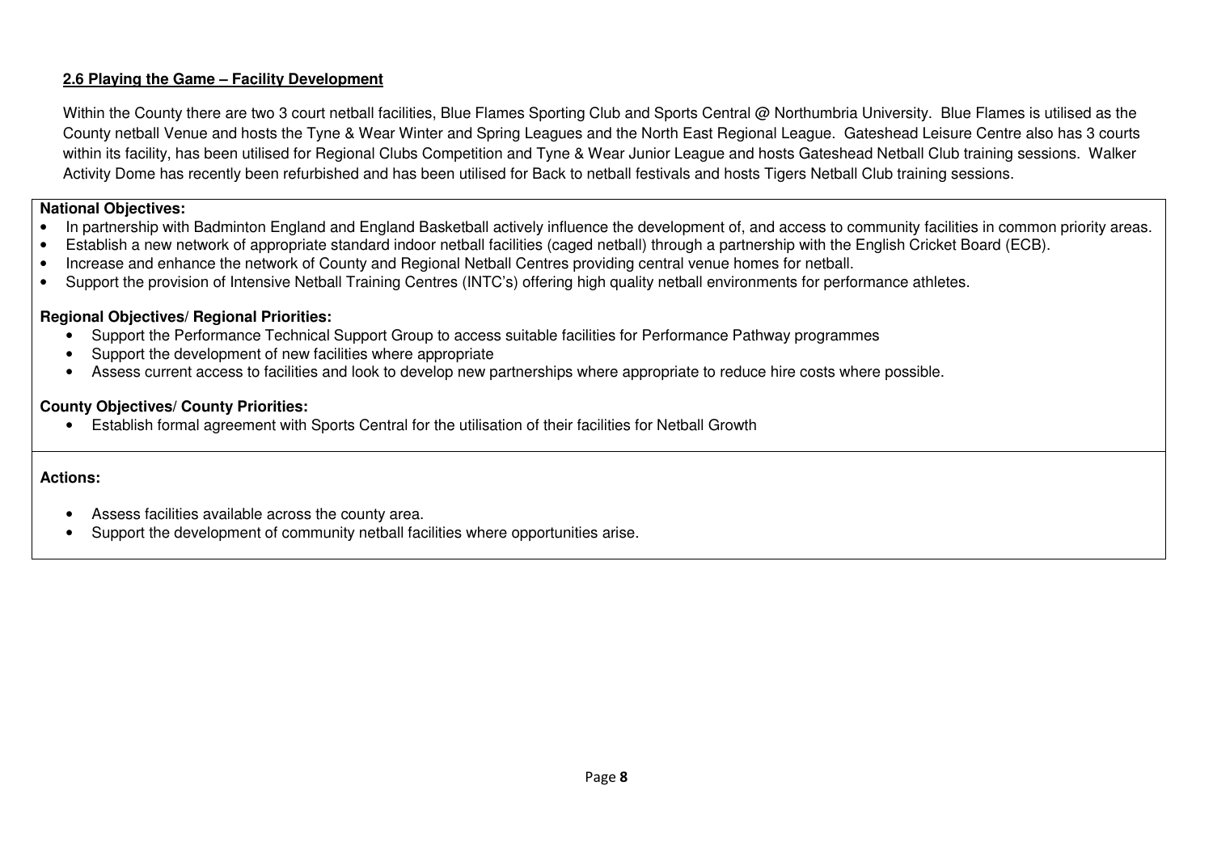### 2.6 Playing the Game – Facility Development

Within the County there are two 3 court netball facilities, Blue Flames Sporting Club and Sports Central @ Northumbria University. Blue Flames is utilised as the County netball Venue and hosts the Tyne & Wear Winter and Spring Leagues and the North East Regional League. Gateshead Leisure Centre also has 3 courts within its facility, has been utilised for Regional Clubs Competition and Tyne & Wear Junior League and hosts Gateshead Netball Club training sessions. Walker Activity Dome has recently been refurbished and has been utilised for Back to netball festivals and hosts Tigers Netball Club training sessions.

**National Objectives:**

- In partnership with Badminton England and England Basketball actively influence the development of, and access to community facilities in common priority areas.
- Establish a new network of appropriate standard indoor netball facilities (caged netball) through a partnership with the English Cricket Board (ECB).
- Increase and enhance the network of County and Regional Netball Centres providing central venue homes for netball.
- Support the provision of Intensive Netball Training Centres (INTC's) offering high quality netball environments for performance athletes.

**Regional Objectives/ Regional Priorities:**

- Support the Performance Technical Support Group to access suitable facilities for Performance Pathway programmes
- Support the development of new facilities where appropriate
- Assess current access to facilities and look to develop new partnerships where appropriate to reduce hire costs where possible.

**County Objectives/ County Priorities:**

- Establish formal agreement with Sports Central for the utilisation of their facilities for Netball Growth

**Actions:**

- Assess facilities available across the county area.
- Support the development of community netball facilities where opportunities arise.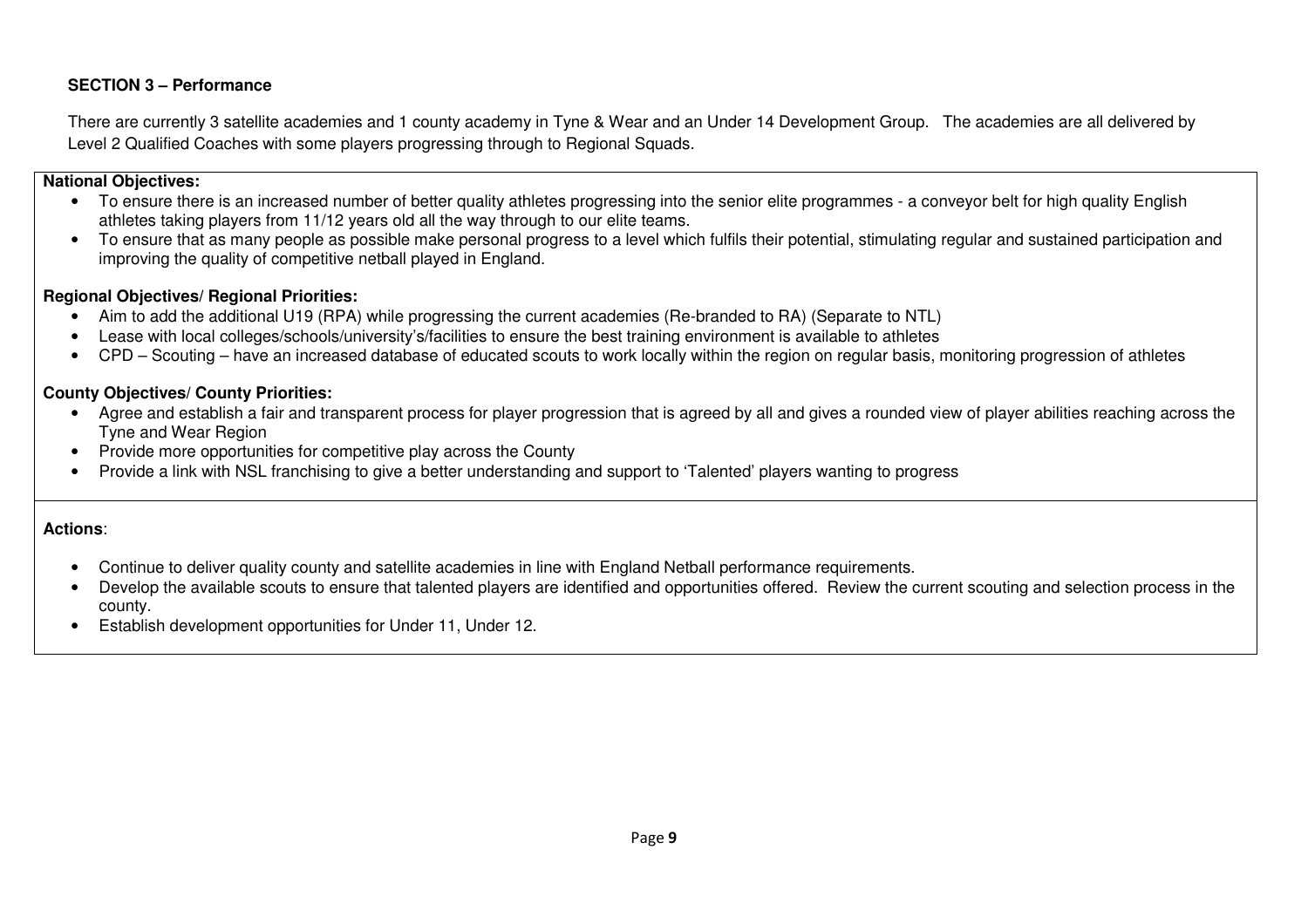## SECTION 3 – Performance

There are currently 3 satellite academies and 1 county academy in Tyne & Wear and an Under 14 Development Group. The academies are all delivered by Level 2 Qualified Coaches with some players progressing through to Regional Squads.

**National Objectives:**

- To ensure there is an increased number of better quality athletes progressing into the senior elite programmes - a conveyor belt for high quality English athletes taking players from 11/12 years old all the way through to our elite teams.
- To ensure that as many people as possible make personal progress to a level which fulfils their potential, stimulating regular and sustained participation and improving the quality of competitive netball played in England.

**Regional Objectives/ Regional Priorities:**

- Aim to add the additional U19 (RPA) while progressing the current academies (Re-branded to RA) (Separate to NTL)
- Lease with local colleges/schools/university's/facilities to ensure the best training environment is available to athletes
- CPD – Scouting – have an increased database of educated scouts to work locally within the region on regular basis, monitoring progression of athletes

**County Objectives/ County Priorities:**

- Agree and establish a fair and transparent process for player progression that is agreed by all and gives a rounded view of player abilities reaching across the Tyne and Wear Region
- Provide more opportunities for competitive play across the County
- Provide a link with NSL franchising to give a better understanding and support to 'Talented' players wanting to progress

**Actions**:

- Continue to deliver quality county and satellite academies in line with England Netball performance requirements.
- Develop the available scouts to ensure that talented players are identified and opportunities offered. Review the current scouting and selection process in the county.
- Establish development opportunities for Under 11, Under 12.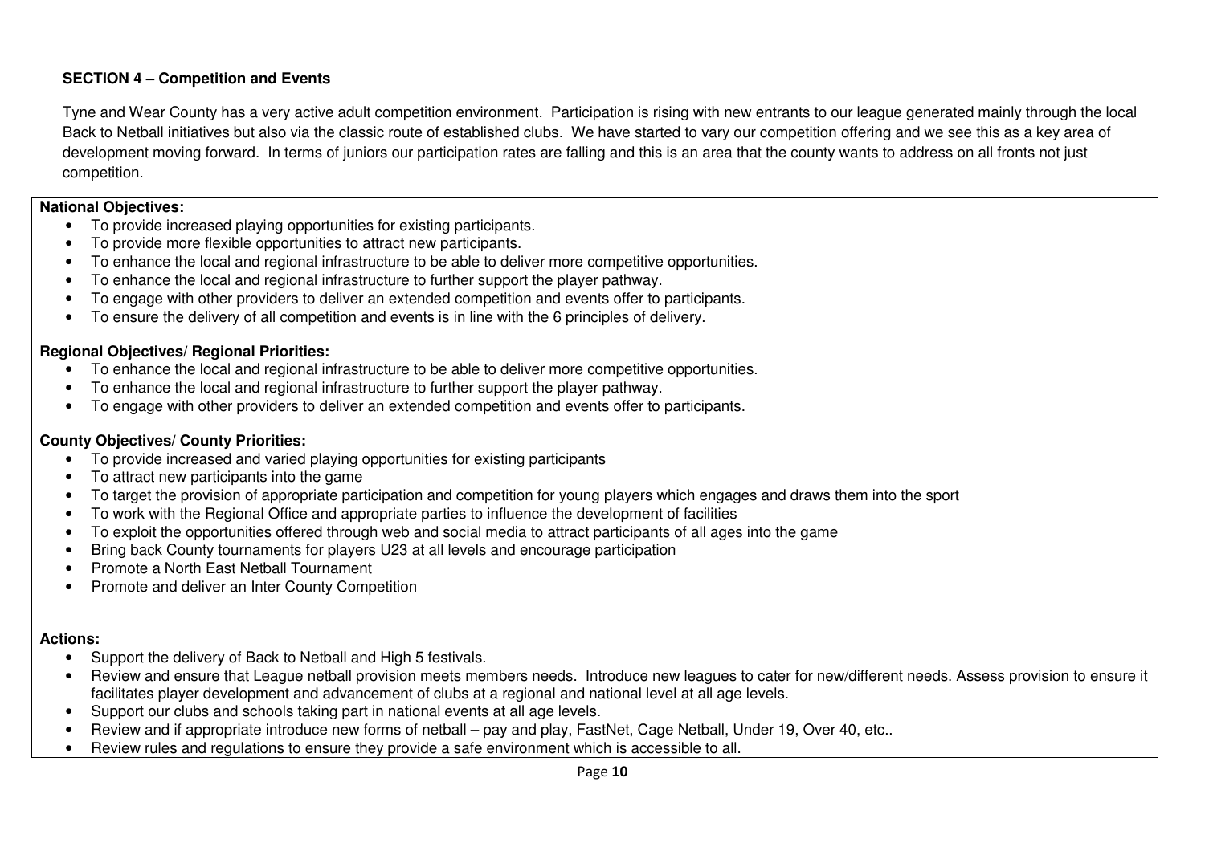## SECTION 4 – Competition and Events

Tyne and Wear County has a very active adult competition environment. Participation is rising with new entrants to our league generated mainly through the local Back to Netball initiatives but also via the classic route of established clubs. We have started to vary our competition offering and we see this as a key area of development moving forward. In terms of juniors our participation rates are falling and this is an area that the county wants to address on all fronts not just competition.

**National Objectives:**

- To provide increased playing opportunities for existing participants.
- To provide more flexible opportunities to attract new participants.
- To enhance the local and regional infrastructure to be able to deliver more competitive opportunities.
- To enhance the local and regional infrastructure to further support the player pathway.
- To engage with other providers to deliver an extended competition and events offer to participants.
- To ensure the delivery of all competition and events is in line with the 6 principles of delivery.

**Regional Objectives/ Regional Priorities:**

- To enhance the local and regional infrastructure to be able to deliver more competitive opportunities.
- To enhance the local and regional infrastructure to further support the player pathway.
- To engage with other providers to deliver an extended competition and events offer to participants.

**County Objectives/ County Priorities:**

- To provide increased and varied playing opportunities for existing participants
- To attract new participants into the game
- To target the provision of appropriate participation and competition for young players which engages and draws them into the sport
- To work with the Regional Office and appropriate parties to influence the development of facilities
- To exploit the opportunities offered through web and social media to attract participants of all ages into the game
- Bring back County tournaments for players U23 at all levels and encourage participation
- Promote a North East Netball Tournament
- Promote and deliver an Inter County Competition

**Actions:**

- Support the delivery of Back to Netball and High 5 festivals.
- Review and ensure that League netball provision meets members needs. Introduce new leagues to cater for new/different needs. Assess provision to ensure it facilitates player development and advancement of clubs at a regional and national level at all age levels.
- Support our clubs and schools taking part in national events at all age levels.
- Review and if appropriate introduce new forms of netball – pay and play, FastNet, Cage Netball, Under 19, Over 40, etc..
- Review rules and regulations to ensure they provide a safe environment which is accessible to all.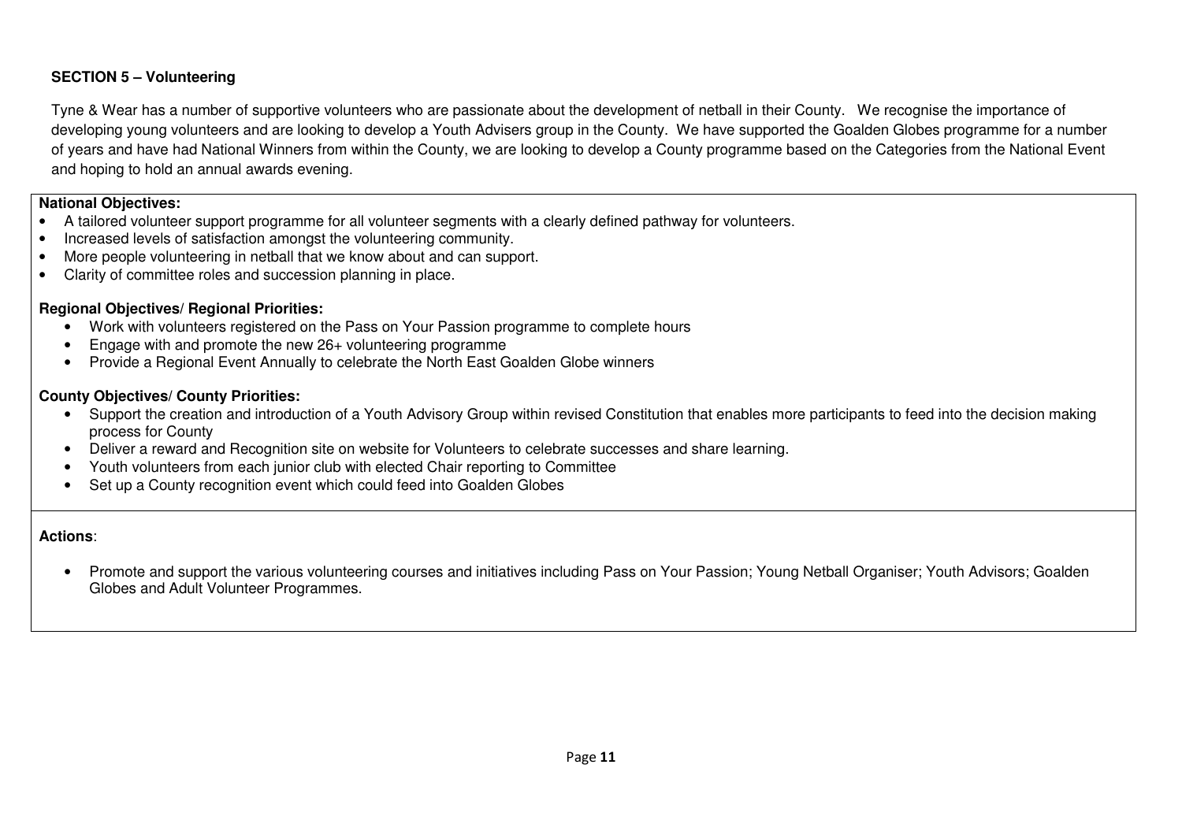**SECTION 5 – Volunteering**

Tyne & Wear has a number of supportive volunteers who are passionate about the development of netball in their County. We recognise the importance of developing young volunteers and are looking to develop a Youth Advisers group in the County. We have supported the Goalden Globes programme for a number of years and have had National Winners from within the County, we are looking to develop a County programme based on the Categories from the National Event and hoping to hold an annual awards evening.

**National Objectives:**

- A tailored volunteer support programme for all volunteer segments with a clearly defined pathway for volunteers.
- Increased levels of satisfaction amongst the volunteering community.
- More people volunteering in netball that we know about and can support.
- Clarity of committee roles and succession planning in place.

**Regional Objectives/ Regional Priorities:**

- Work with volunteers registered on the Pass on Your Passion programme to complete hours
- Engage with and promote the new 26+ volunteering programme
- Provide a Regional Event Annually to celebrate the North East Goalden Globe winners

**County Objectives/ County Priorities:**

- Support the creation and introduction of a Youth Advisory Group within revised Constitution that enables more participants to feed into the decision making process for County
- Deliver a reward and Recognition site on website for Volunteers to celebrate successes and share learning.
- Youth volunteers from each junior club with elected Chair reporting to Committee
- Set up a County recognition event which could feed into Goalden Globes

**Actions**:

- Promote and support the various volunteering courses and initiatives including Pass on Your Passion; Young Netball Organiser; Youth Advisors; Goalden Globes and Adult Volunteer Programmes.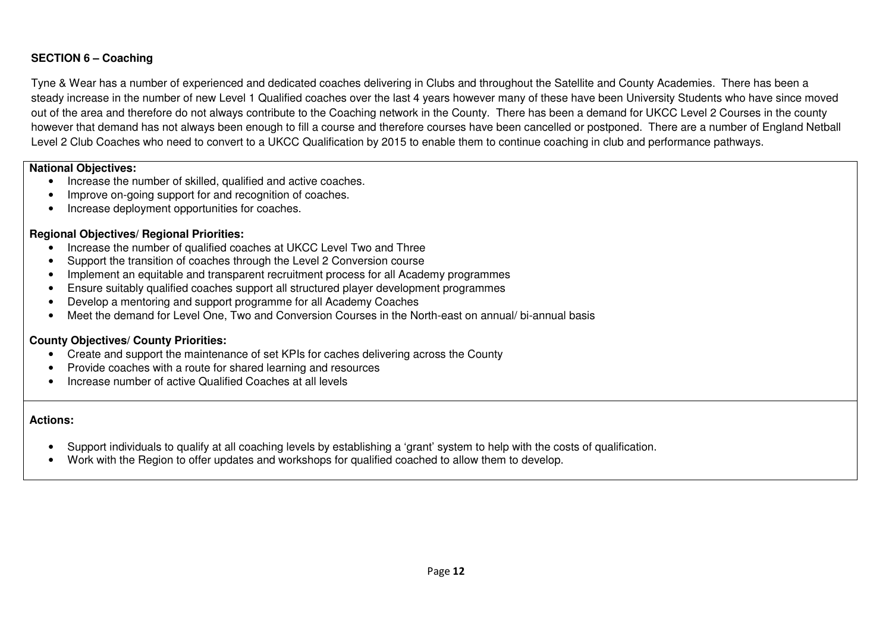**SECTION 6 – Coaching**

Tyne & Wear has a number of experienced and dedicated coaches delivering in Clubs and throughout the Satellite and County Academies. There has been a steady increase in the number of new Level 1 Qualified coaches over the last 4 years however many of these have been University Students who have since moved out of the area and therefore do not always contribute to the Coaching network in the County. There has been a demand for UKCC Level 2 Courses in the county however that demand has not always been enough to fill a course and therefore courses have been cancelled or postponed. There are a number of England Netball Level 2 Club Coaches who need to convert to a UKCC Qualification by 2015 to enable them to continue coaching in club and performance pathways.

**National Objectives:**

- Increase the number of skilled, qualified and active coaches.
- Improve on-going support for and recognition of coaches.
- Increase deployment opportunities for coaches.

**Regional Objectives/ Regional Priorities:**

- Increase the number of qualified coaches at UKCC Level Two and Three
- Support the transition of coaches through the Level 2 Conversion course
- Implement an equitable and transparent recruitment process for all Academy programmes
- Ensure suitably qualified coaches support all structured player development programmes
- Develop a mentoring and support programme for all Academy Coaches
- Meet the demand for Level One, Two and Conversion Courses in the North-east on annual/ bi-annual basis

**County Objectives/ County Priorities:**

- Create and support the maintenance of set KPIs for caches delivering across the County
- Provide coaches with a route for shared learning and resources
- Increase number of active Qualified Coaches at all levels

**Actions:**

- Support individuals to qualify at all coaching levels by establishing a 'grant' system to help with the costs of qualification.
- Work with the Region to offer updates and workshops for qualified coached to allow them to develop.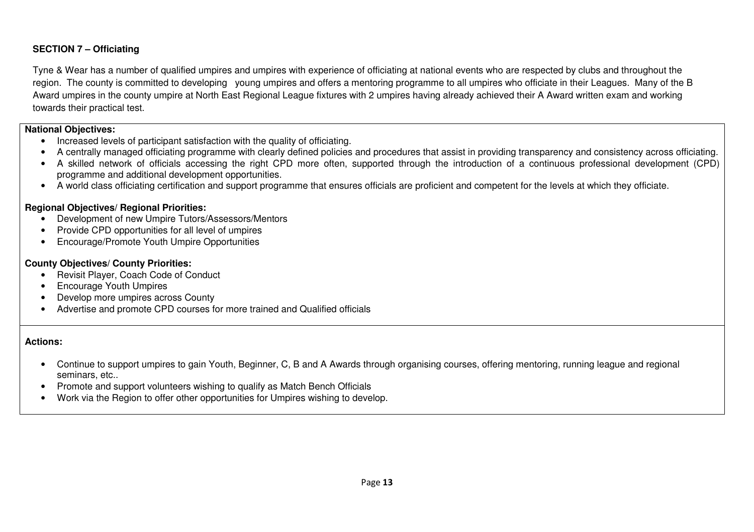**SECTION 7 – Officiating**

Tyne & Wear has a number of qualified umpires and umpires with experience of officiating at national events who are respected by clubs and throughout the region. The county is committed to developing young umpires and offers a mentoring programme to all umpires who officiate in their Leagues. Many of the B Award umpires in the county umpire at North East Regional League fixtures with 2 umpires having already achieved their A Award written exam and working towards their practical test.

**National Objectives:**

- Increased levels of participant satisfaction with the quality of officiating.
- A centrally managed officiating programme with clearly defined policies and procedures that assist in providing transparency and consistency across officiating.
- A skilled network of officials accessing the right CPD more often, supported through the introduction of a continuous professional development (CPD) programme and additional development opportunities.
- A world class officiating certification and support programme that ensures officials are proficient and competent for the levels at which they officiate.

**Regional Objectives/ Regional Priorities:**

- Development of new Umpire Tutors/Assessors/Mentors
- Provide CPD opportunities for all level of umpires
- Encourage/Promote Youth Umpire Opportunities

**County Objectives/ County Priorities:**

- Revisit Player, Coach Code of Conduct
- Encourage Youth Umpires
- Develop more umpires across County
- Advertise and promote CPD courses for more trained and Qualified officials

**Actions:**

- Continue to support umpires to gain Youth, Beginner, C, B and A Awards through organising courses, offering mentoring, running league and regional seminars, etc..
- Promote and support volunteers wishing to qualify as Match Bench Officials
- Work via the Region to offer other opportunities for Umpires wishing to develop.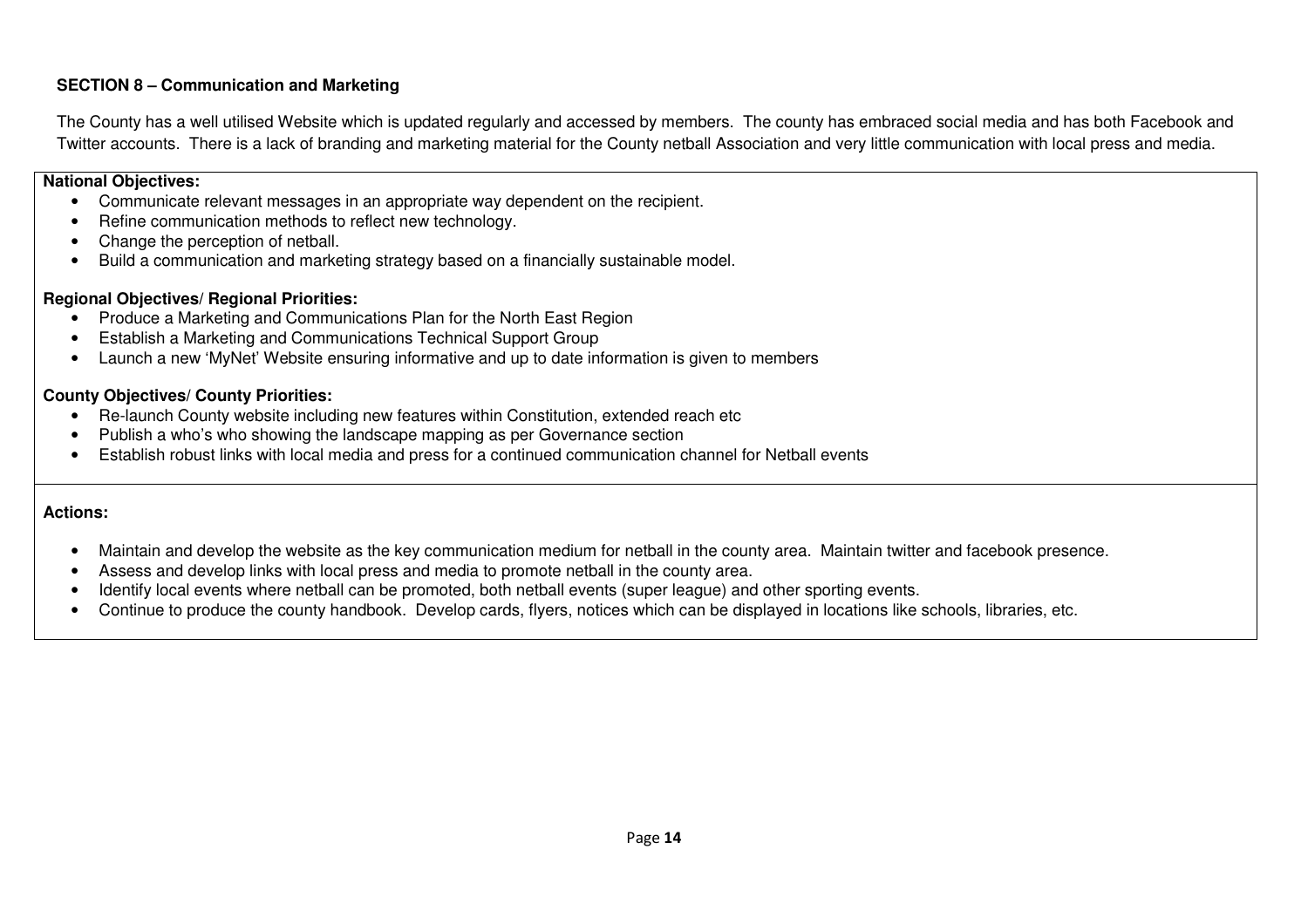## SECTION 8 – Communication and Marketing

The County has a well utilised Website which is updated regularly and accessed by members. The county has embraced social media and has both Facebook and Twitter accounts. There is a lack of branding and marketing material for the County netball Association and very little communication with local press and media.

**National Objectives:**

- Communicate relevant messages in an appropriate way dependent on the recipient.
- Refine communication methods to reflect new technology.
- Change the perception of netball.
- Build a communication and marketing strategy based on a financially sustainable model.

**Regional Objectives/ Regional Priorities:**

- Produce a Marketing and Communications Plan for the North East Region
- Establish a Marketing and Communications Technical Support Group
- Launch a new 'MyNet' Website ensuring informative and up to date information is given to members

**County Objectives/ County Priorities:**

- Re-launch County website including new features within Constitution, extended reach etc
- Publish a who's who showing the landscape mapping as per Governance section
- Establish robust links with local media and press for a continued communication channel for Netball events

**Actions:**

- Maintain and develop the website as the key communication medium for netball in the county area. Maintain twitter and facebook presence.
- Assess and develop links with local press and media to promote netball in the county area.
- Identify local events where netball can be promoted, both netball events (super league) and other sporting events.
- Continue to produce the county handbook. Develop cards, flyers, notices which can be displayed in locations like schools, libraries, etc.